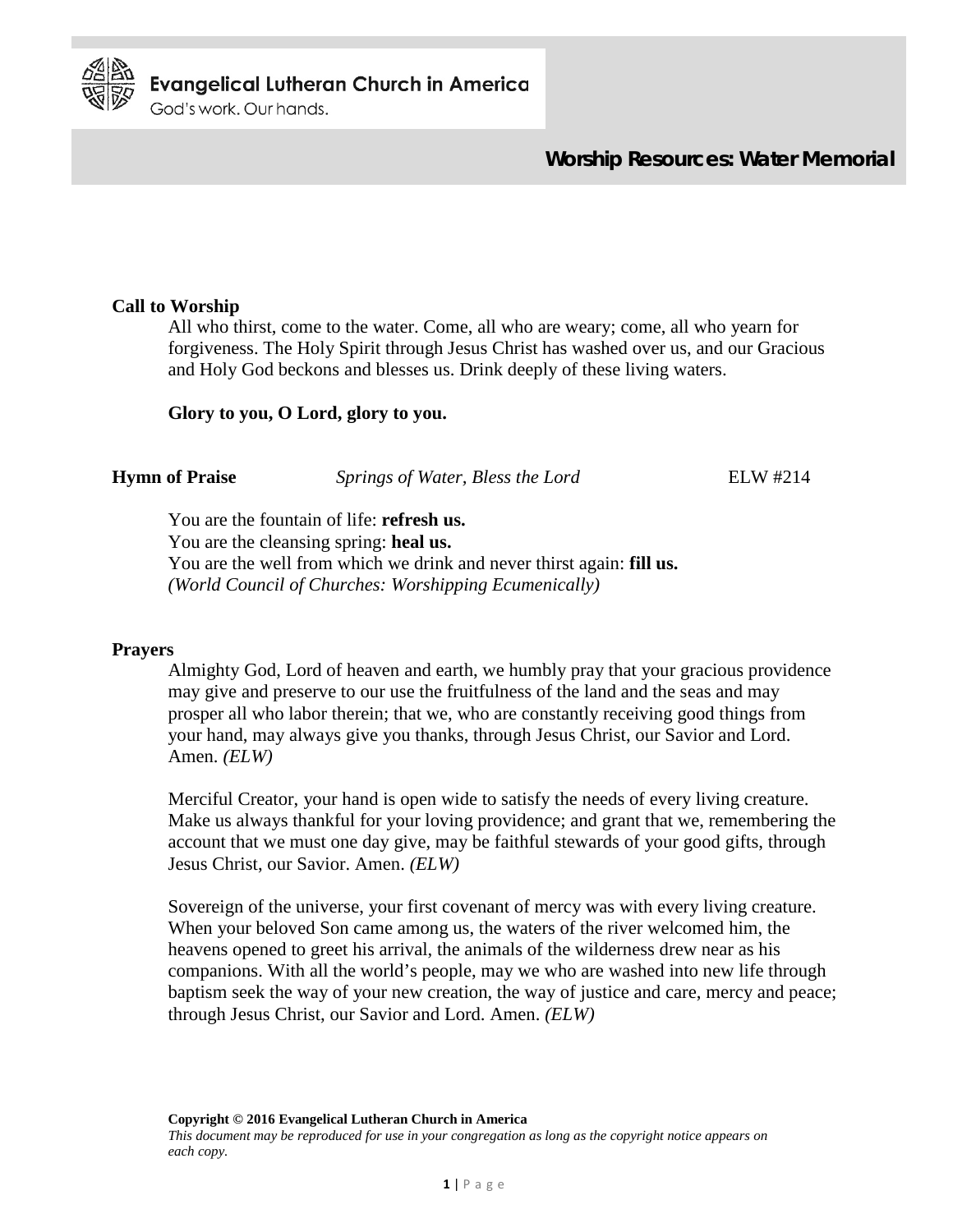Evangelical Lutheran Church in America
God's work. Our hands.

# Worship Resources: Water Memorial

**Call to Worship**

All who thirst, come to the water. Come, all who are weary; come, all who yearn for forgiveness. The Holy Spirit through Jesus Christ has washed over us, and our Gracious and Holy God beckons and blesses us. Drink deeply of these living waters.

**Glory to you, O Lord, glory to you.**

**Hymn of Praise** *Springs of Water, Bless the Lord* ELW #214

You are the fountain of life: **refresh us.**
You are the cleansing spring: **heal us.**
You are the well from which we drink and never thirst again: **fill us.**
*(World Council of Churches: Worshipping Ecumenically)*

**Prayers**

Almighty God, Lord of heaven and earth, we humbly pray that your gracious providence may give and preserve to our use the fruitfulness of the land and the seas and may prosper all who labor therein; that we, who are constantly receiving good things from your hand, may always give you thanks, through Jesus Christ, our Savior and Lord. Amen. *(ELW)*

Merciful Creator, your hand is open wide to satisfy the needs of every living creature. Make us always thankful for your loving providence; and grant that we, remembering the account that we must one day give, may be faithful stewards of your good gifts, through Jesus Christ, our Savior. Amen. *(ELW)*

Sovereign of the universe, your first covenant of mercy was with every living creature. When your beloved Son came among us, the waters of the river welcomed him, the heavens opened to greet his arrival, the animals of the wilderness drew near as his companions. With all the world's people, may we who are washed into new life through baptism seek the way of your new creation, the way of justice and care, mercy and peace; through Jesus Christ, our Savior and Lord. Amen. *(ELW)*

**Copyright © 2016 Evangelical Lutheran Church in America**
*This document may be reproduced for use in your congregation as long as the copyright notice appears on each copy.*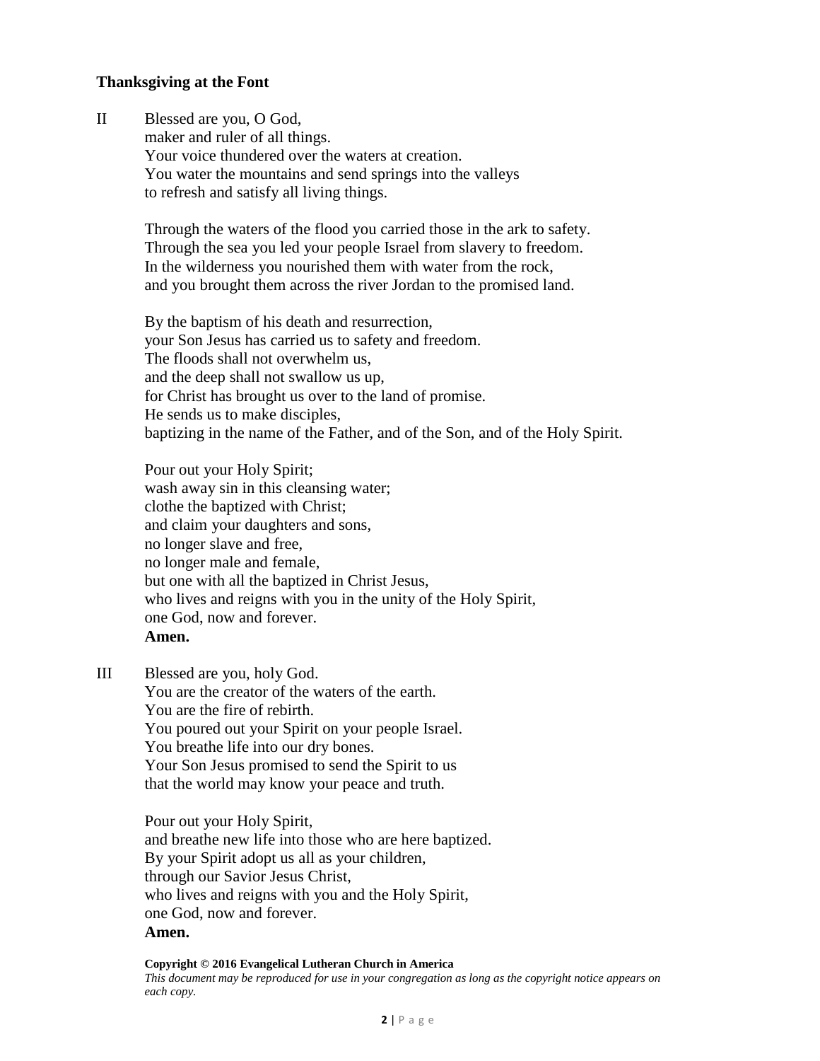**Thanksgiving at the Font**

II Blessed are you, O God,
maker and ruler of all things.
Your voice thundered over the waters at creation.
You water the mountains and send springs into the valleys
to refresh and satisfy all living things.

Through the waters of the flood you carried those in the ark to safety.
Through the sea you led your people Israel from slavery to freedom.
In the wilderness you nourished them with water from the rock,
and you brought them across the river Jordan to the promised land.

By the baptism of his death and resurrection,
your Son Jesus has carried us to safety and freedom.
The floods shall not overwhelm us,
and the deep shall not swallow us up,
for Christ has brought us over to the land of promise.
He sends us to make disciples,
baptizing in the name of the Father, and of the Son, and of the Holy Spirit.

Pour out your Holy Spirit;
wash away sin in this cleansing water;
clothe the baptized with Christ;
and claim your daughters and sons,
no longer slave and free,
no longer male and female,
but one with all the baptized in Christ Jesus,
who lives and reigns with you in the unity of the Holy Spirit,
one God, now and forever.
**Amen.**

III Blessed are you, holy God.
You are the creator of the waters of the earth.
You are the fire of rebirth.
You poured out your Spirit on your people Israel.
You breathe life into our dry bones.
Your Son Jesus promised to send the Spirit to us
that the world may know your peace and truth.

Pour out your Holy Spirit,
and breathe new life into those who are here baptized.
By your Spirit adopt us all as your children,
through our Savior Jesus Christ,
who lives and reigns with you and the Holy Spirit,
one God, now and forever.
**Amen.**

**Copyright © 2016 Evangelical Lutheran Church in America**
*This document may be reproduced for use in your congregation as long as the copyright notice appears on each copy.*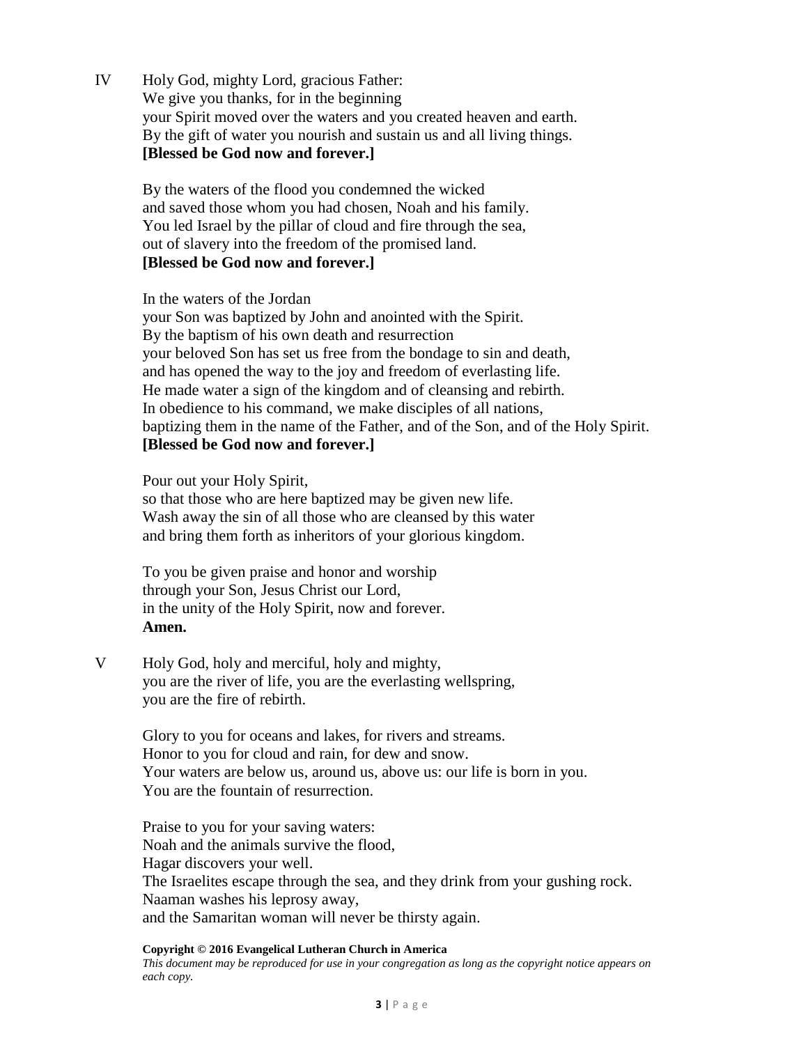IV Holy God, mighty Lord, gracious Father:
We give you thanks, for in the beginning
your Spirit moved over the waters and you created heaven and earth.
By the gift of water you nourish and sustain us and all living things.
**[Blessed be God now and forever.]**

By the waters of the flood you condemned the wicked
and saved those whom you had chosen, Noah and his family.
You led Israel by the pillar of cloud and fire through the sea,
out of slavery into the freedom of the promised land.
**[Blessed be God now and forever.]**

In the waters of the Jordan
your Son was baptized by John and anointed with the Spirit.
By the baptism of his own death and resurrection
your beloved Son has set us free from the bondage to sin and death,
and has opened the way to the joy and freedom of everlasting life.
He made water a sign of the kingdom and of cleansing and rebirth.
In obedience to his command, we make disciples of all nations,
baptizing them in the name of the Father, and of the Son, and of the Holy Spirit.
**[Blessed be God now and forever.]**

Pour out your Holy Spirit,
so that those who are here baptized may be given new life.
Wash away the sin of all those who are cleansed by this water
and bring them forth as inheritors of your glorious kingdom.

To you be given praise and honor and worship
through your Son, Jesus Christ our Lord,
in the unity of the Holy Spirit, now and forever.
**Amen.**

V Holy God, holy and merciful, holy and mighty,
you are the river of life, you are the everlasting wellspring,
you are the fire of rebirth.

Glory to you for oceans and lakes, for rivers and streams.
Honor to you for cloud and rain, for dew and snow.
Your waters are below us, around us, above us: our life is born in you.
You are the fountain of resurrection.

Praise to you for your saving waters:
Noah and the animals survive the flood,
Hagar discovers your well.
The Israelites escape through the sea, and they drink from your gushing rock.
Naaman washes his leprosy away,
and the Samaritan woman will never be thirsty again.

**Copyright © 2016 Evangelical Lutheran Church in America**
*This document may be reproduced for use in your congregation as long as the copyright notice appears on each copy.*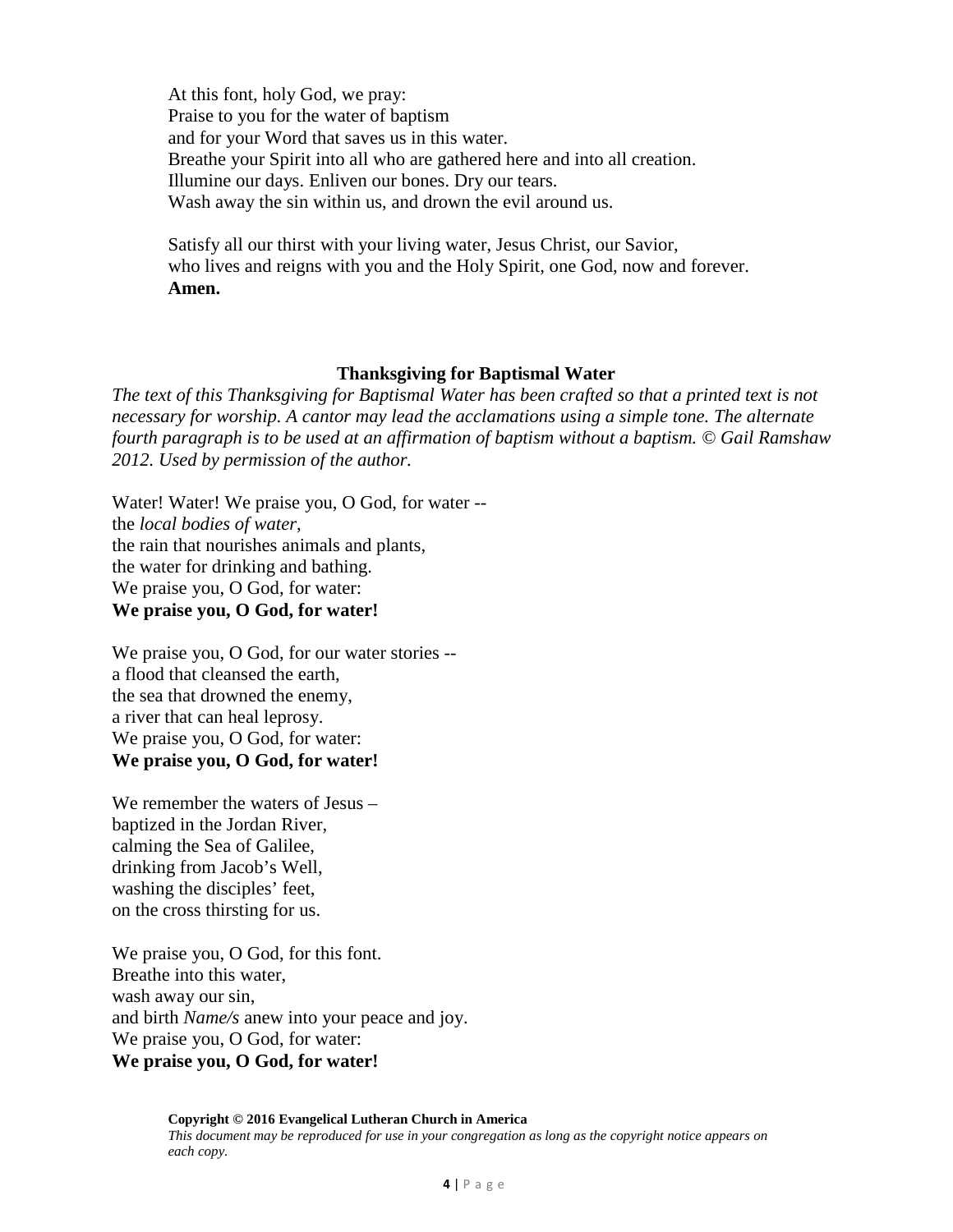At this font, holy God, we pray:
Praise to you for the water of baptism
and for your Word that saves us in this water.
Breathe your Spirit into all who are gathered here and into all creation.
Illumine our days. Enliven our bones. Dry our tears.
Wash away the sin within us, and drown the evil around us.

Satisfy all our thirst with your living water, Jesus Christ, our Savior,
who lives and reigns with you and the Holy Spirit, one God, now and forever.
**Amen.**

### Thanksgiving for Baptismal Water

*The text of this Thanksgiving for Baptismal Water has been crafted so that a printed text is not necessary for worship. A cantor may lead the acclamations using a simple tone. The alternate fourth paragraph is to be used at an affirmation of baptism without a baptism. © Gail Ramshaw 2012. Used by permission of the author.*

Water! Water! We praise you, O God, for water --
the *local bodies of water*,
the rain that nourishes animals and plants,
the water for drinking and bathing.
We praise you, O God, for water:
**We praise you, O God, for water!**

We praise you, O God, for our water stories --
a flood that cleansed the earth,
the sea that drowned the enemy,
a river that can heal leprosy.
We praise you, O God, for water:
**We praise you, O God, for water!**

We remember the waters of Jesus –
baptized in the Jordan River,
calming the Sea of Galilee,
drinking from Jacob's Well,
washing the disciples' feet,
on the cross thirsting for us.

We praise you, O God, for this font.
Breathe into this water,
wash away our sin,
and birth *Name/s* anew into your peace and joy.
We praise you, O God, for water:
**We praise you, O God, for water!**

**Copyright © 2016 Evangelical Lutheran Church in America**
*This document may be reproduced for use in your congregation as long as the copyright notice appears on each copy.*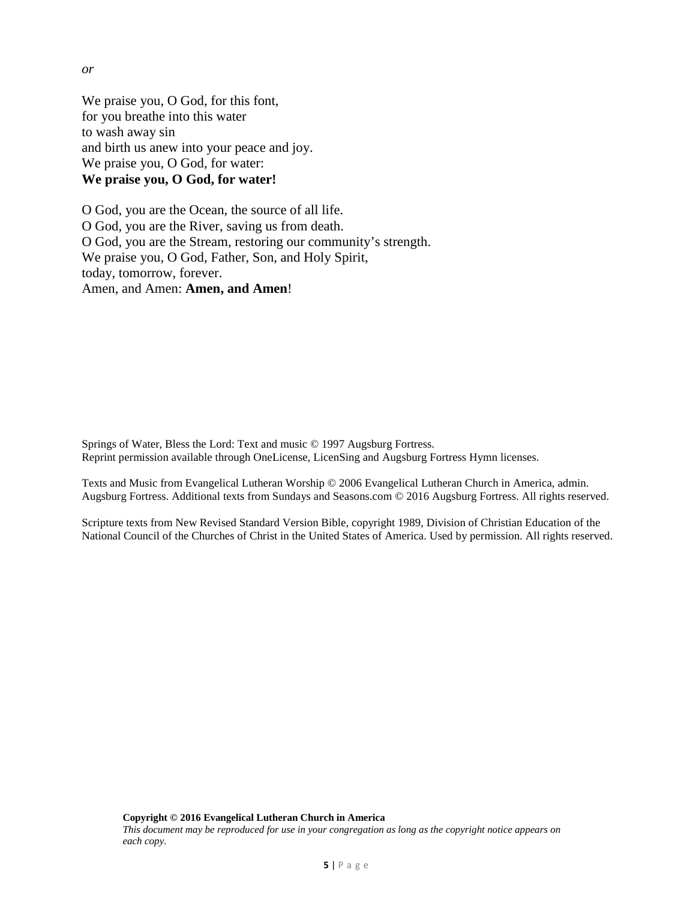*or*

We praise you, O God, for this font,  
for you breathe into this water  
to wash away sin  
and birth us anew into your peace and joy.  
We praise you, O God, for water:  
**We praise you, O God, for water!**

O God, you are the Ocean, the source of all life.  
O God, you are the River, saving us from death.  
O God, you are the Stream, restoring our community's strength.  
We praise you, O God, Father, Son, and Holy Spirit,  
today, tomorrow, forever.  
Amen, and Amen: **Amen, and Amen**!

Springs of Water, Bless the Lord: Text and music © 1997 Augsburg Fortress.  
Reprint permission available through OneLicense, LicenSing and Augsburg Fortress Hymn licenses.

Texts and Music from Evangelical Lutheran Worship © 2006 Evangelical Lutheran Church in America, admin. Augsburg Fortress. Additional texts from Sundays and Seasons.com © 2016 Augsburg Fortress. All rights reserved.

Scripture texts from New Revised Standard Version Bible, copyright 1989, Division of Christian Education of the National Council of the Churches of Christ in the United States of America. Used by permission. All rights reserved.

**Copyright © 2016 Evangelical Lutheran Church in America**  
*This document may be reproduced for use in your congregation as long as the copyright notice appears on each copy.*